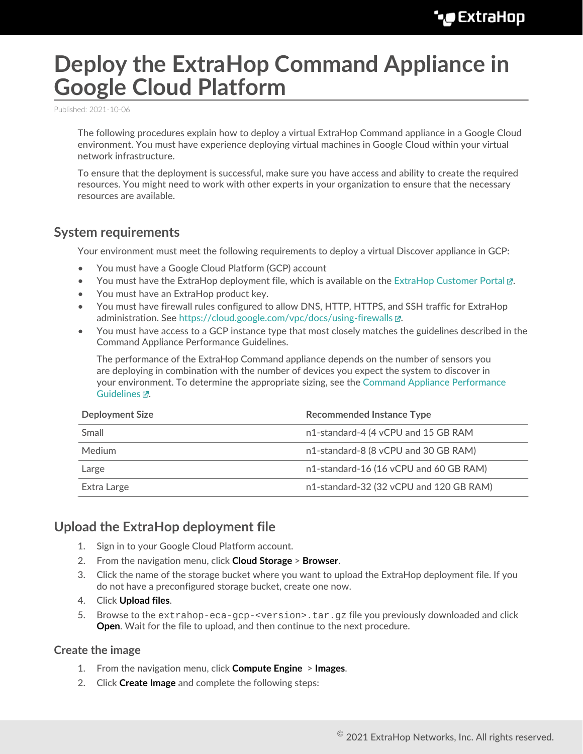# Deploy the ExtraHop Command Appliance in Google Cloud Platform

Published: 2021-10-06

The following procedures explain how to deploy a virtual ExtraHop Command appliance in a Google Cloud environment. You must have experience deploying virtual machines in Google Cloud within your virtual network infrastructure.

To ensure that the deployment is successful, make sure you have access and ability to create the required resources. You might need to work with other experts in your organization to ensure that the necessary resources are available.

## System requirements

Your environment must meet the following requirements to deploy a virtual Discover appliance in GCP:

- You must have a Google Cloud Platform (GCP) account
- You must have the ExtraHop deployment file, which is available on the ExtraHop Customer Portal.
- You must have an ExtraHop product key.
- You must have firewall rules configured to allow DNS, HTTP, HTTPS, and SSH traffic for ExtraHop administration. See https://cloud.google.com/vpc/docs/using-firewalls.
- You must have access to a GCP instance type that most closely matches the guidelines described in the Command Appliance Performance Guidelines.

  The performance of the ExtraHop Command appliance depends on the number of sensors you are deploying in combination with the number of devices you expect the system to discover in your environment. To determine the appropriate sizing, see the Command Appliance Performance Guidelines.

| Deployment Size | Recommended Instance Type |
| --- | --- |
| Small | n1-standard-4 (4 vCPU and 15 GB RAM |
| Medium | n1-standard-8 (8 vCPU and 30 GB RAM) |
| Large | n1-standard-16 (16 vCPU and 60 GB RAM) |
| Extra Large | n1-standard-32 (32 vCPU and 120 GB RAM) |

## Upload the ExtraHop deployment file

1. Sign in to your Google Cloud Platform account.
2. From the navigation menu, click **Cloud Storage** > **Browser**.
3. Click the name of the storage bucket where you want to upload the ExtraHop deployment file. If you do not have a preconfigured storage bucket, create one now.
4. Click **Upload files**.
5. Browse to the `extrahop-eca-gcp-<version>.tar.gz` file you previously downloaded and click **Open**. Wait for the file to upload, and then continue to the next procedure.

### Create the image

1. From the navigation menu, click **Compute Engine** > **Images**.
2. Click **Create Image** and complete the following steps: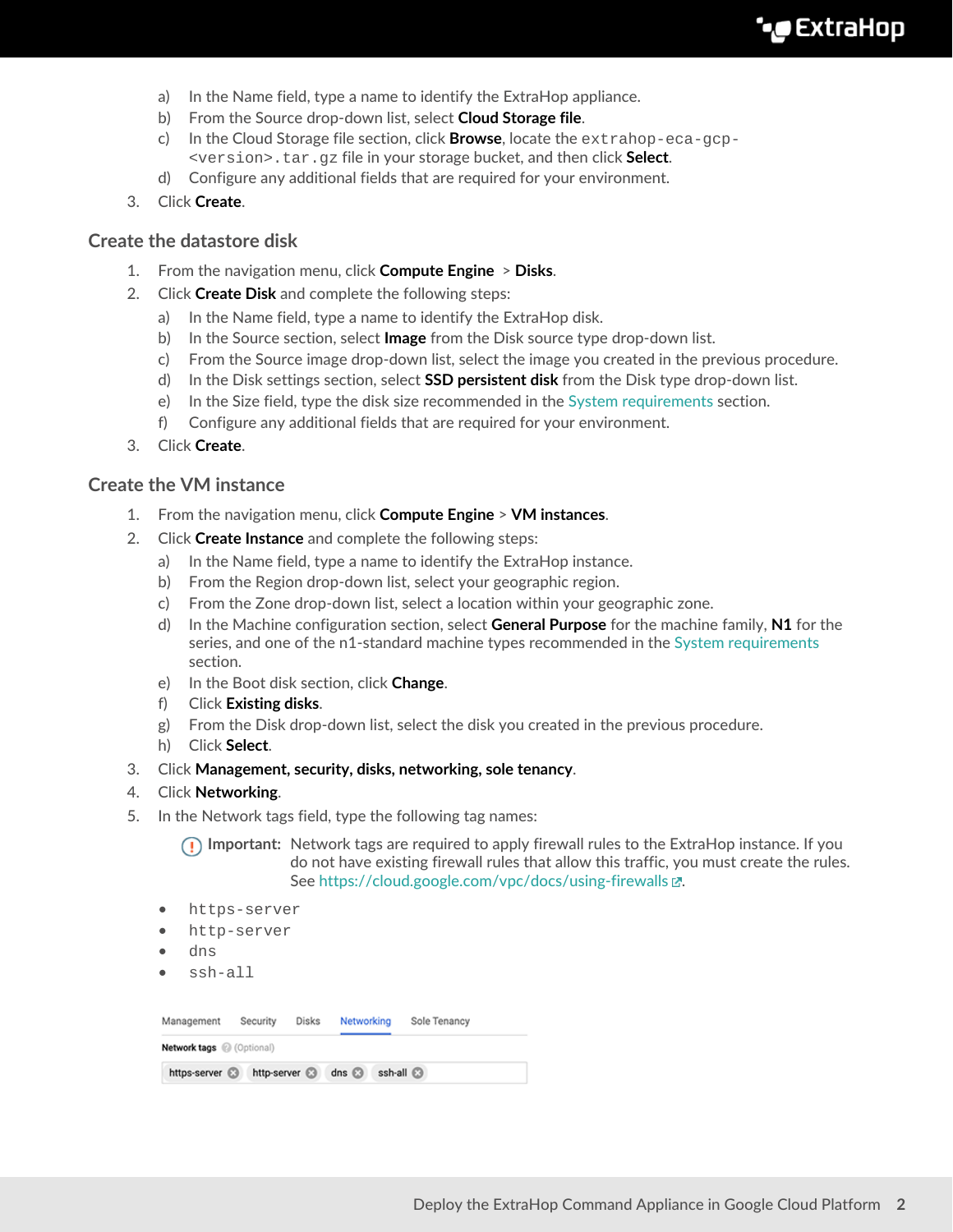a) In the Name field, type a name to identify the ExtraHop appliance.
b) From the Source drop-down list, select **Cloud Storage file**.
c) In the Cloud Storage file section, click **Browse**, locate the `extrahop-eca-gcp-<version>.tar.gz` file in your storage bucket, and then click **Select**.
d) Configure any additional fields that are required for your environment.

3. Click **Create**.

## Create the datastore disk

1. From the navigation menu, click **Compute Engine** > **Disks**.
2. Click **Create Disk** and complete the following steps:
   a) In the Name field, type a name to identify the ExtraHop disk.
   b) In the Source section, select **Image** from the Disk source type drop-down list.
   c) From the Source image drop-down list, select the image you created in the previous procedure.
   d) In the Disk settings section, select **SSD persistent disk** from the Disk type drop-down list.
   e) In the Size field, type the disk size recommended in the System requirements section.
   f) Configure any additional fields that are required for your environment.
3. Click **Create**.

## Create the VM instance

1. From the navigation menu, click **Compute Engine** > **VM instances**.
2. Click **Create Instance** and complete the following steps:
   a) In the Name field, type a name to identify the ExtraHop instance.
   b) From the Region drop-down list, select your geographic region.
   c) From the Zone drop-down list, select a location within your geographic zone.
   d) In the Machine configuration section, select **General Purpose** for the machine family, **N1** for the series, and one of the n1-standard machine types recommended in the System requirements section.
   e) In the Boot disk section, click **Change**.
   f) Click **Existing disks**.
   g) From the Disk drop-down list, select the disk you created in the previous procedure.
   h) Click **Select**.
3. Click **Management, security, disks, networking, sole tenancy**.
4. Click **Networking**.
5. In the Network tags field, type the following tag names:

   **Important:** Network tags are required to apply firewall rules to the ExtraHop instance. If you do not have existing firewall rules that allow this traffic, you must create the rules. See https://cloud.google.com/vpc/docs/using-firewalls.

   - `https-server`
   - `http-server`
   - `dns`
   - `ssh-all`

Management Security Disks Networking Sole Tenancy

Network tags (Optional)

https-server http-server dns ssh-all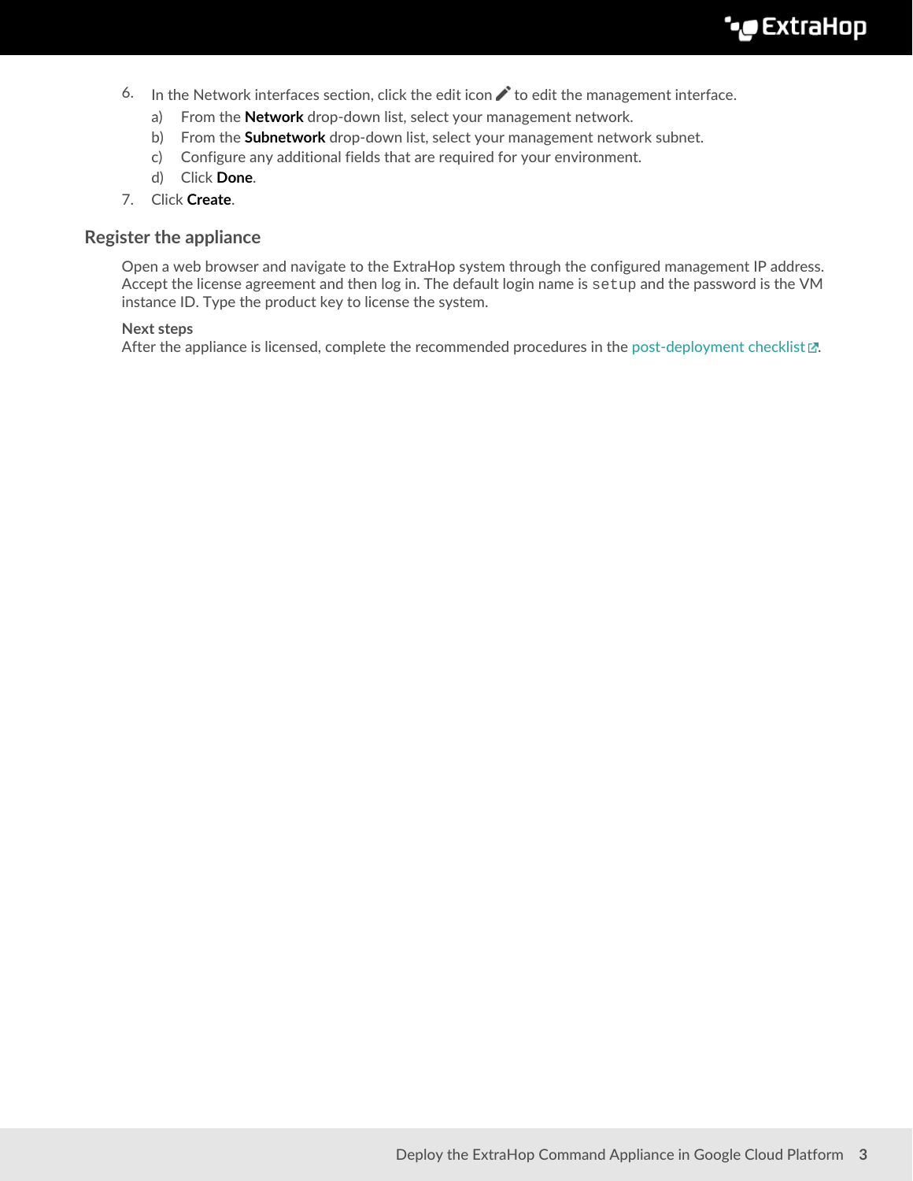6. In the Network interfaces section, click the edit icon to edit the management interface.
   a) From the **Network** drop-down list, select your management network.
   b) From the **Subnetwork** drop-down list, select your management network subnet.
   c) Configure any additional fields that are required for your environment.
   d) Click **Done**.
7. Click **Create**.

## Register the appliance

Open a web browser and navigate to the ExtraHop system through the configured management IP address. Accept the license agreement and then log in. The default login name is `setup` and the password is the VM instance ID. Type the product key to license the system.

**Next steps**

After the appliance is licensed, complete the recommended procedures in the post-deployment checklist.